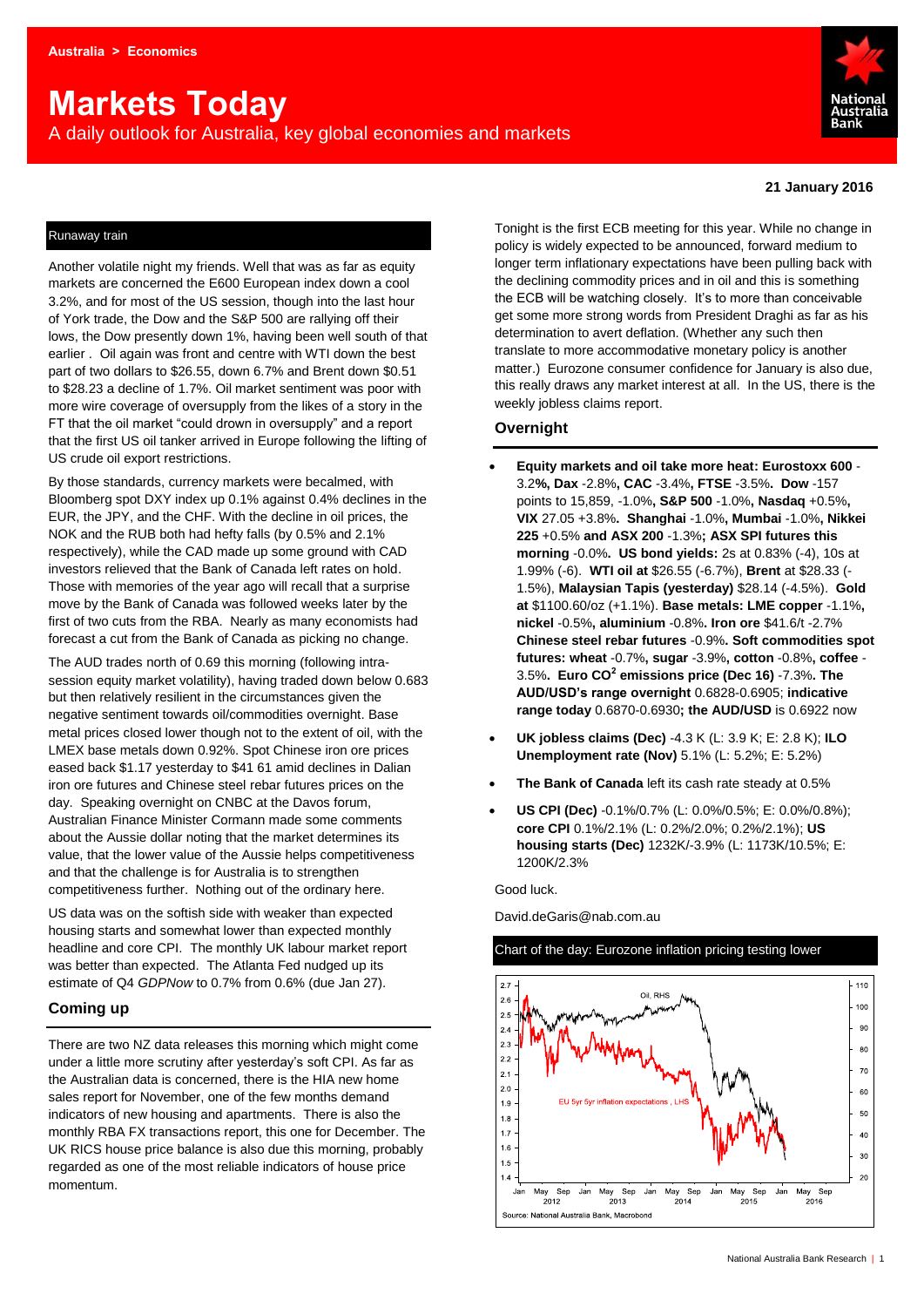Australia > Economics

# Markets Today

A daily outlook for Australia, key global economies and markets

**21 January 2016**

## Runaway train

Another volatile night my friends. Well that was as far as equity markets are concerned the E600 European index down a cool 3.2%, and for most of the US session, though into the last hour of York trade, the Dow and the S&P 500 are rallying off their lows, the Dow presently down 1%, having been well south of that earlier . Oil again was front and centre with WTI down the best part of two dollars to $26.55, down 6.7% and Brent down $0.51 to $28.23 a decline of 1.7%. Oil market sentiment was poor with more wire coverage of oversupply from the likes of a story in the FT that the oil market "could drown in oversupply" and a report that the first US oil tanker arrived in Europe following the lifting of US crude oil export restrictions.

By those standards, currency markets were becalmed, with Bloomberg spot DXY index up 0.1% against 0.4% declines in the EUR, the JPY, and the CHF. With the decline in oil prices, the NOK and the RUB both had hefty falls (by 0.5% and 2.1% respectively), while the CAD made up some ground with CAD investors relieved that the Bank of Canada left rates on hold. Those with memories of the year ago will recall that a surprise move by the Bank of Canada was followed weeks later by the first of two cuts from the RBA. Nearly as many economists had forecast a cut from the Bank of Canada as picking no change.

The AUD trades north of 0.69 this morning (following intra-session equity market volatility), having traded down below 0.683 but then relatively resilient in the circumstances given the negative sentiment towards oil/commodities overnight. Base metal prices closed lower though not to the extent of oil, with the LMEX base metals down 0.92%. Spot Chinese iron ore prices eased back $1.17 yesterday to $41 61 amid declines in Dalian iron ore futures and Chinese steel rebar futures prices on the day. Speaking overnight on CNBC at the Davos forum, Australian Finance Minister Cormann made some comments about the Aussie dollar noting that the market determines its value, that the lower value of the Aussie helps competitiveness and that the challenge is for Australia is to strengthen competitiveness further. Nothing out of the ordinary here.

US data was on the softish side with weaker than expected housing starts and somewhat lower than expected monthly headline and core CPI. The monthly UK labour market report was better than expected. The Atlanta Fed nudged up its estimate of Q4 *GDPNow* to 0.7% from 0.6% (due Jan 27).

## Coming up

There are two NZ data releases this morning which might come under a little more scrutiny after yesterday's soft CPI. As far as the Australian data is concerned, there is the HIA new home sales report for November, one of the few months demand indicators of new housing and apartments. There is also the monthly RBA FX transactions report, this one for December. The UK RICS house price balance is also due this morning, probably regarded as one of the most reliable indicators of house price momentum.

Tonight is the first ECB meeting for this year. While no change in policy is widely expected to be announced, forward medium to longer term inflationary expectations have been pulling back with the declining commodity prices and in oil and this is something the ECB will be watching closely. It's to more than conceivable get some more strong words from President Draghi as far as his determination to avert deflation. (Whether any such then translate to more accommodative monetary policy is another matter.) Eurozone consumer confidence for January is also due, this really draws any market interest at all. In the US, there is the weekly jobless claims report.

## Overnight

- **Equity markets and oil take more heat: Eurostoxx 600** -3.2**%, Dax** -2.8%**, CAC** -3.4%**, FTSE** -3.5%**. Dow** -157 points to 15,859, -1.0%**, S&P 500** -1.0%**, Nasdaq** +0.5%**, VIX** 27.05 +3.8%**. Shanghai** -1.0%**, Mumbai** -1.0%**, Nikkei 225** +0.5% **and ASX 200** -1.3%**; ASX SPI futures this morning** -0.0%**. US bond yields:** 2s at 0.83% (-4), 10s at 1.99% (-6). **WTI oil at** $26.55 (-6.7%), **Brent** at $28.33 (-1.5%), **Malaysian Tapis (yesterday)** $28.14 (-4.5%). **Gold at** $1100.60/oz (+1.1%). **Base metals: LME copper** -1.1%**, nickel** -0.5%**, aluminium** -0.8%**. Iron ore** $41.6/t -2.7% **Chinese steel rebar futures** -0.9%**. Soft commodities spot futures: wheat** -0.7%**, sugar** -3.9%**, cotton** -0.8%**, coffee** -3.5%**. Euro $CO^2$ emissions price (Dec 16)** -7.3%**. The AUD/USD's range overnight** 0.6828-0.6905; **indicative range today** 0.6870-0.6930**; the AUD/USD** is 0.6922 now
- **UK jobless claims (Dec)** -4.3 K (L: 3.9 K; E: 2.8 K); **ILO Unemployment rate (Nov)** 5.1% (L: 5.2%; E: 5.2%)
- **The Bank of Canada** left its cash rate steady at 0.5%
- **US CPI (Dec)** -0.1%/0.7% (L: 0.0%/0.5%; E: 0.0%/0.8%); **core CPI** 0.1%/2.1% (L: 0.2%/2.0%; 0.2%/2.1%); **US housing starts (Dec)** 1232K/-3.9% (L: 1173K/10.5%; E: 1200K/2.3%

Good luck.

David.deGaris@nab.com.au

Chart of the day: Eurozone inflation pricing testing lower

Source: National Australia Bank, Macrobond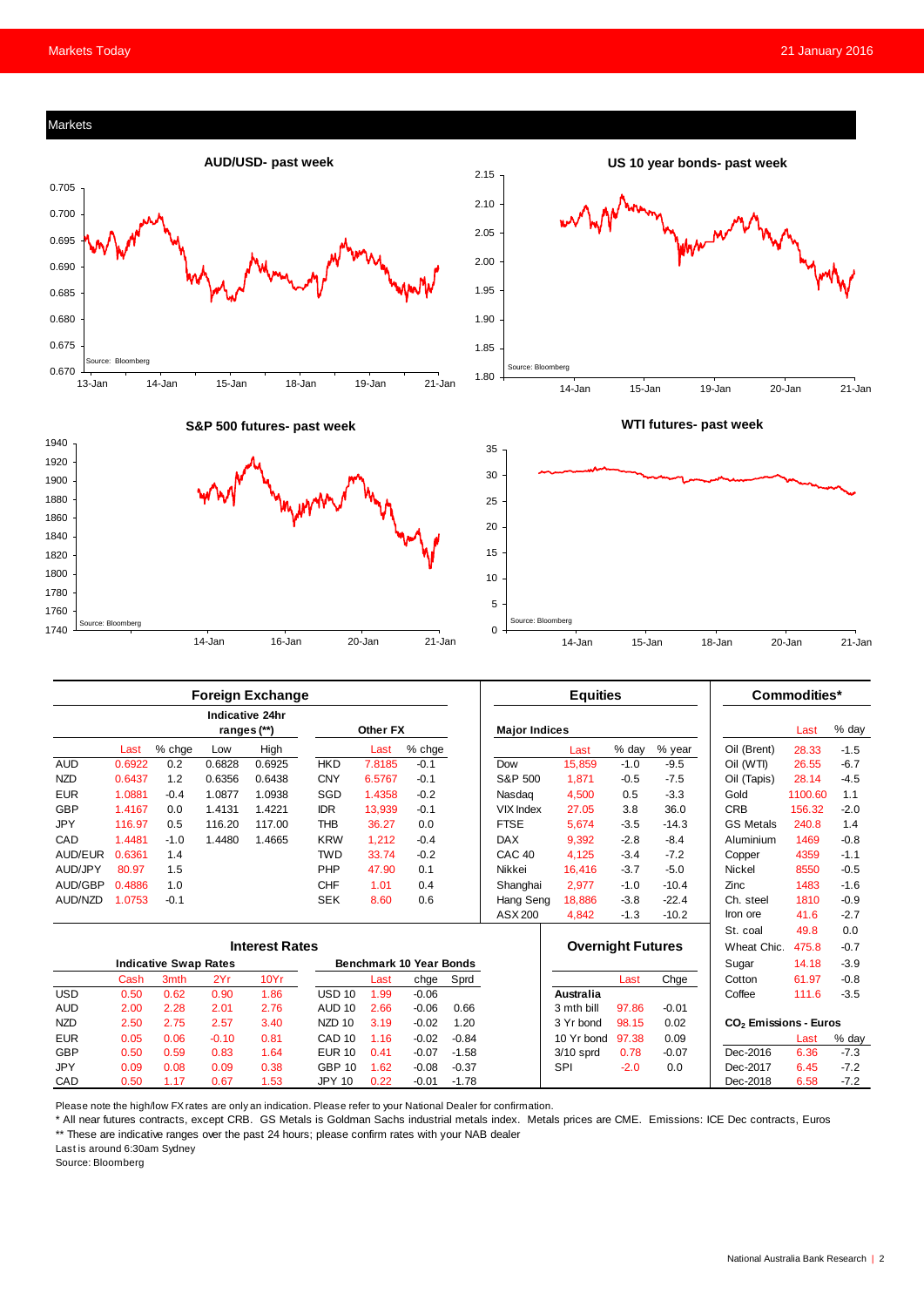## Markets

**AUD/USD- past week**

Source: Bloomberg

**US 10 year bonds- past week**

Source: Bloomberg

**S&P 500 futures- past week**

Source: Bloomberg

**WTI futures- past week**

Source: Bloomberg

### Foreign Exchange

| | Last | % chge | Low | High | Other FX | Last | % chge |
|---|---|---|---|---|---|---|---|
| | | | Indicative 24hr ranges (**) | | | | |
| AUD | 0.6922 | 0.2 | 0.6828 | 0.6925 | HKD | 7.8185 | -0.1 |
| NZD | 0.6437 | 1.2 | 0.6356 | 0.6438 | CNY | 6.5767 | -0.1 |
| EUR | 1.0881 | -0.4 | 1.0877 | 1.0938 | SGD | 1.4358 | -0.2 |
| GBP | 1.4167 | 0.0 | 1.4131 | 1.4221 | IDR | 13,939 | -0.1 |
| JPY | 116.97 | 0.5 | 116.20 | 117.00 | THB | 36.27 | 0.0 |
| CAD | 1.4481 | -1.0 | 1.4480 | 1.4665 | KRW | 1,212 | -0.4 |
| AUD/EUR | 0.6361 | 1.4 | | | TWD | 33.74 | -0.2 |
| AUD/JPY | 80.97 | 1.5 | | | PHP | 47.90 | 0.1 |
| AUD/GBP | 0.4886 | 1.0 | | | CHF | 1.01 | 0.4 |
| AUD/NZD | 1.0753 | -0.1 | | | SEK | 8.60 | 0.6 |

### Equities

| Major Indices | Last | % day | % year |
|---|---|---|---|
| Dow | 15,859 | -1.0 | -9.5 |
| S&P 500 | 1,871 | -0.5 | -7.5 |
| Nasdaq | 4,500 | 0.5 | -3.3 |
| VIX Index | 27.05 | 3.8 | 36.0 |
| FTSE | 5,674 | -3.5 | -14.3 |
| DAX | 9,392 | -2.8 | -8.4 |
| CAC 40 | 4,125 | -3.4 | -7.2 |
| Nikkei | 16,416 | -3.7 | -5.0 |
| Shanghai | 2,977 | -1.0 | -10.4 |
| Hang Seng | 18,886 | -3.8 | -22.4 |
| ASX 200 | 4,842 | -1.3 | -10.2 |

### Commodities*

| | Last | % day |
|---|---|---|
| Oil (Brent) | 28.33 | -1.5 |
| Oil (WTI) | 26.55 | -6.7 |
| Oil (Tapis) | 28.14 | -4.5 |
| Gold | 1100.60 | 1.1 |
| CRB | 156.32 | -2.0 |
| GS Metals | 240.8 | 1.4 |
| Aluminium | 1469 | -0.8 |
| Copper | 4359 | -1.1 |
| Nickel | 8550 | -0.5 |
| Zinc | 1483 | -1.6 |
| Ch. steel | 1810 | -0.9 |
| Iron ore | 41.6 | -2.7 |
| St. coal | 49.8 | 0.0 |
| Wheat Chic. | 475.8 | -0.7 |
| Sugar | 14.18 | -3.9 |
| Cotton | 61.97 | -0.8 |
| Coffee | 111.6 | -3.5 |

### Interest Rates

| Indicative Swap Rates | Cash | 3mth | 2Yr | 10Yr | Benchmark 10 Year Bonds | Last | chge | Sprd |
|---|---|---|---|---|---|---|---|---|
| USD | 0.50 | 0.62 | 0.90 | 1.86 | USD 10 | 1.99 | -0.06 | |
| AUD | 2.00 | 2.28 | 2.01 | 2.76 | AUD 10 | 2.66 | -0.06 | 0.66 |
| NZD | 2.50 | 2.75 | 2.57 | 3.40 | NZD 10 | 3.19 | -0.02 | 1.20 |
| EUR | 0.05 | 0.06 | -0.10 | 0.81 | CAD 10 | 1.16 | -0.02 | -0.84 |
| GBP | 0.50 | 0.59 | 0.83 | 1.64 | EUR 10 | 0.41 | -0.07 | -1.58 |
| JPY | 0.09 | 0.08 | 0.09 | 0.38 | GBP 10 | 1.62 | -0.08 | -0.37 |
| CAD | 0.50 | 1.17 | 0.67 | 1.53 | JPY 10 | 0.22 | -0.01 | -1.78 |

### Overnight Futures

| Australia | Last | Chge |
|---|---|---|
| 3 mth bill | 97.86 | -0.01 |
| 3 Yr bond | 98.15 | 0.02 |
| 10 Yr bond | 97.38 | 0.09 |
| 3/10 sprd | 0.78 | -0.07 |
| SPI | -2.0 | 0.0 |

### $CO_2$ Emissions - Euros

| | Last | % day |
|---|---|---|
| Dec-2016 | 6.36 | -7.3 |
| Dec-2017 | 6.45 | -7.2 |
| Dec-2018 | 6.58 | -7.2 |

Please note the high/low FX rates are only an indication. Please refer to your National Dealer for confirmation.

* All near futures contracts, except CRB. GS Metals is Goldman Sachs industrial metals index. Metals prices are CME. Emissions: ICE Dec contracts, Euros

** These are indicative ranges over the past 24 hours; please confirm rates with your NAB dealer

Last is around 6:30am Sydney

Source: Bloomberg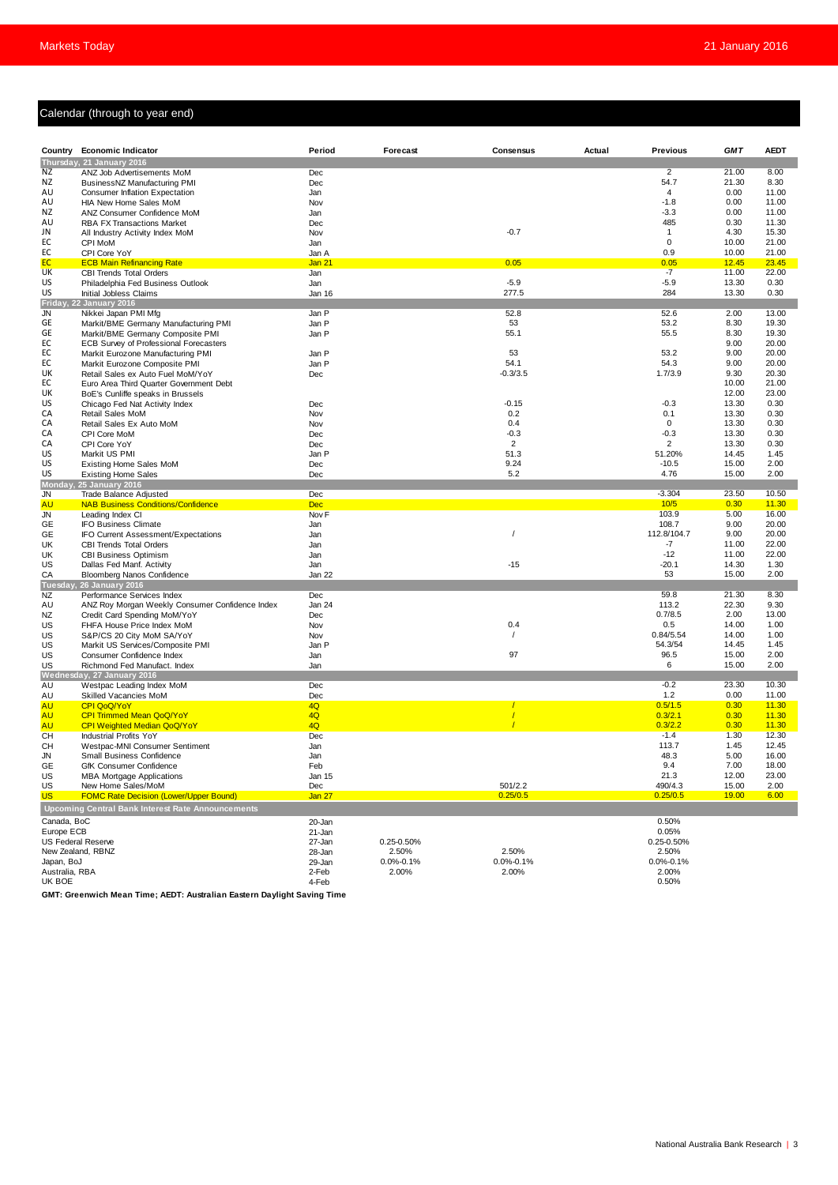## Calendar (through to year end)

| Country | Economic Indicator | Period | Forecast | Consensus | Actual | Previous | GMT | AEDT |
|---|---|---|---|---|---|---|---|---|
| **Thursday, 21 January 2016** | | | | | | | | |
| NZ | ANZ Job Advertisements MoM | Dec | | | | 2 | 21.00 | 8.00 |
| NZ | BusinessNZ Manufacturing PMI | Dec | | | | 54.7 | 21.30 | 8.30 |
| AU | Consumer Inflation Expectation | Jan | | | | 4 | 0.00 | 11.00 |
| AU | HIA New Home Sales MoM | Nov | | | | -1.8 | 0.00 | 11.00 |
| NZ | ANZ Consumer Confidence MoM | Jan | | | | -3.3 | 0.00 | 11.00 |
| AU | RBA FX Transactions Market | Dec | | | | 485 | 0.30 | 11.30 |
| JN | All Industry Activity Index MoM | Nov | | -0.7 | | 1 | 4.30 | 15.30 |
| EC | CPI MoM | Jan | | | | 0 | 10.00 | 21.00 |
| EC | CPI Core YoY | Jan A | | | | 0.9 | 10.00 | 21.00 |
| EC | ECB Main Refinancing Rate | Jan 21 | | 0.05 | | 0.05 | 12.45 | 23.45 |
| UK | CBI Trends Total Orders | Jan | | | | -7 | 11.00 | 22.00 |
| US | Philadelphia Fed Business Outlook | Jan | | -5.9 | | -5.9 | 13.30 | 0.30 |
| US | Initial Jobless Claims | Jan 16 | | 277.5 | | 284 | 13.30 | 0.30 |
| **Friday, 22 January 2016** | | | | | | | | |
| JN | Nikkei Japan PMI Mfg | Jan P | | 52.8 | | 52.6 | 2.00 | 13.00 |
| GE | Markit/BME Germany Manufacturing PMI | Jan P | | 53 | | 53.2 | 8.30 | 19.30 |
| GE | Markit/BME Germany Composite PMI | Jan P | | 55.1 | | 55.5 | 8.30 | 19.30 |
| EC | ECB Survey of Professional Forecasters | | | | | | 9.00 | 20.00 |
| EC | Markit Eurozone Manufacturing PMI | Jan P | | 53 | | 53.2 | 9.00 | 20.00 |
| EC | Markit Eurozone Composite PMI | Jan P | | 54.1 | | 54.3 | 9.00 | 20.00 |
| UK | Retail Sales ex Auto Fuel MoM/YoY | Dec | | -0.3/3.5 | | 1.7/3.9 | 9.30 | 20.30 |
| EC | Euro Area Third Quarter Government Debt | | | | | | 10.00 | 21.00 |
| UK | BoE's Cunliffe speaks in Brussels | | | | | | 12.00 | 23.00 |
| US | Chicago Fed Nat Activity Index | Dec | | -0.15 | | -0.3 | 13.30 | 0.30 |
| CA | Retail Sales MoM | Nov | | 0.2 | | 0.1 | 13.30 | 0.30 |
| CA | Retail Sales Ex Auto MoM | Nov | | 0.4 | | 0 | 13.30 | 0.30 |
| CA | CPI Core MoM | Dec | | -0.3 | | -0.3 | 13.30 | 0.30 |
| CA | CPI Core YoY | Dec | | 2 | | 2 | 13.30 | 0.30 |
| US | Markit US PMI | Jan P | | 51.3 | | 51.20% | 14.45 | 1.45 |
| US | Existing Home Sales MoM | Dec | | 9.24 | | -10.5 | 15.00 | 2.00 |
| US | Existing Home Sales | Dec | | 5.2 | | 4.76 | 15.00 | 2.00 |
| **Monday, 25 January 2016** | | | | | | | | |
| JN | Trade Balance Adjusted | Dec | | | | -3.304 | 23.50 | 10.50 |
| AU | NAB Business Conditions/Confidence | Dec | | | | 10/5 | 0.30 | 11.30 |
| JN | Leading Index CI | Nov F | | | | 103.9 | 5.00 | 16.00 |
| GE | IFO Business Climate | Jan | | | | 108.7 | 9.00 | 20.00 |
| GE | IFO Current Assessment/Expectations | Jan | | / | | 112.8/104.7 | 9.00 | 20.00 |
| UK | CBI Trends Total Orders | Jan | | | | -7 | 11.00 | 22.00 |
| UK | CBI Business Optimism | Jan | | | | -12 | 11.00 | 22.00 |
| US | Dallas Fed Manf. Activity | Jan | | -15 | | -20.1 | 14.30 | 1.30 |
| CA | Bloomberg Nanos Confidence | Jan 22 | | | | 53 | 15.00 | 2.00 |
| **Tuesday, 26 January 2016** | | | | | | | | |
| NZ | Performance Services Index | Dec | | | | 59.8 | 21.30 | 8.30 |
| AU | ANZ Roy Morgan Weekly Consumer Confidence Index | Jan 24 | | | | 113.2 | 22.30 | 9.30 |
| NZ | Credit Card Spending MoM/YoY | Dec | | | | 0.7/8.5 | 2.00 | 13.00 |
| US | FHFA House Price Index MoM | Nov | | 0.4 | | 0.5 | 14.00 | 1.00 |
| US | S&P/CS 20 City MoM SA/YoY | Nov | | / | | 0.84/5.54 | 14.00 | 1.00 |
| US | Markit US Services/Composite PMI | Jan P | | | | 54.3/54 | 14.45 | 1.45 |
| US | Consumer Confidence Index | Jan | | 97 | | 96.5 | 15.00 | 2.00 |
| US | Richmond Fed Manufact. Index | Jan | | | | 6 | 15.00 | 2.00 |
| **Wednesday, 27 January 2016** | | | | | | | | |
| AU | Westpac Leading Index MoM | Dec | | | | -0.2 | 23.30 | 10.30 |
| AU | Skilled Vacancies MoM | Dec | | | | 1.2 | 0.00 | 11.00 |
| AU | CPI QoQ/YoY | 4Q | | / | | 0.5/1.5 | 0.30 | 11.30 |
| AU | CPI Trimmed Mean QoQ/YoY | 4Q | | / | | 0.3/2.1 | 0.30 | 11.30 |
| AU | CPI Weighted Median QoQ/YoY | 4Q | | / | | 0.3/2.2 | 0.30 | 11.30 |
| CH | Industrial Profits YoY | Dec | | | | -1.4 | 1.30 | 12.30 |
| CH | Westpac-MNI Consumer Sentiment | Jan | | | | 113.7 | 1.45 | 12.45 |
| JN | Small Business Confidence | Jan | | | | 48.3 | 5.00 | 16.00 |
| GE | GfK Consumer Confidence | Feb | | | | 9.4 | 7.00 | 18.00 |
| US | MBA Mortgage Applications | Jan 15 | | | | 21.3 | 12.00 | 23.00 |
| US | New Home Sales/MoM | Dec | | 501/2.2 | | 490/4.3 | 15.00 | 2.00 |
| US | FOMC Rate Decision (Lower/Upper Bound) | Jan 27 | | 0.25/0.5 | | 0.25/0.5 | 19.00 | 6.00 |
| **Upcoming Central Bank Interest Rate Announcements** | | | | | | | | |
| Canada, BoC | | 20-Jan | | | | 0.50% | | |
| Europe ECB | | 21-Jan | | | | 0.05% | | |
| US Federal Reserve | | 27-Jan | 0.25-0.50% | | | 0.25-0.50% | | |
| New Zealand, RBNZ | | 28-Jan | 2.50% | 2.50% | | 2.50% | | |
| Japan, BoJ | | 29-Jan | 0.0%-0.1% | 0.0%-0.1% | | 0.0%-0.1% | | |
| Australia, RBA | | 2-Feb | 2.00% | 2.00% | | 2.00% | | |
| UK BOE | | 4-Feb | | | | 0.50% | | |

**GMT: Greenwich Mean Time; AEDT: Australian Eastern Daylight Saving Time**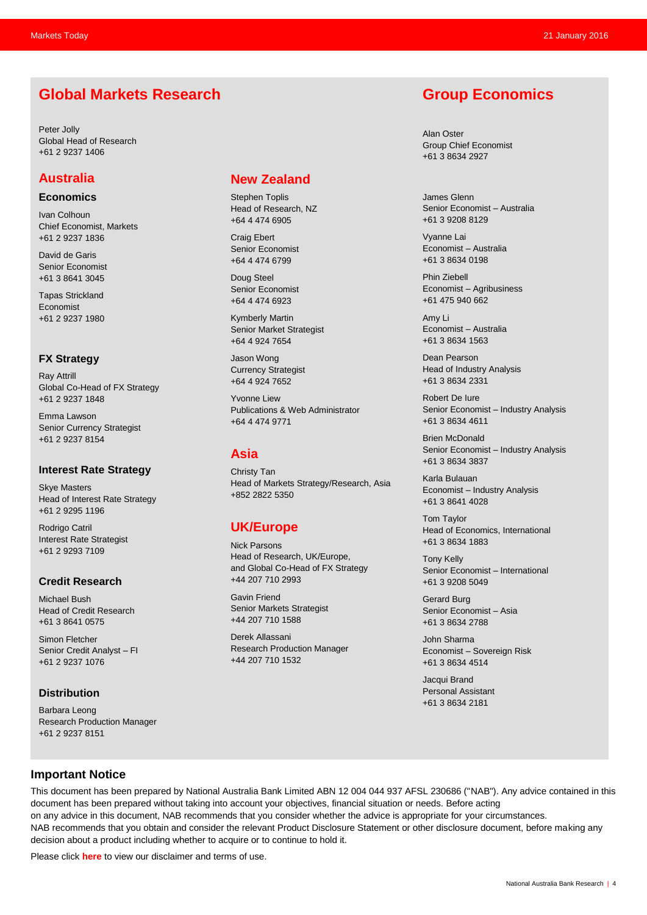# Global Markets Research

Peter Jolly
Global Head of Research
+61 2 9237 1406

## Australia

### Economics

Ivan Colhoun
Chief Economist, Markets
+61 2 9237 1836

David de Garis
Senior Economist
+61 3 8641 3045

Tapas Strickland
Economist
+61 2 9237 1980

### FX Strategy

Ray Attrill
Global Co-Head of FX Strategy
+61 2 9237 1848

Emma Lawson
Senior Currency Strategist
+61 2 9237 8154

### Interest Rate Strategy

Skye Masters
Head of Interest Rate Strategy
+61 2 9295 1196

Rodrigo Catril
Interest Rate Strategist
+61 2 9293 7109

### Credit Research

Michael Bush
Head of Credit Research
+61 3 8641 0575

Simon Fletcher
Senior Credit Analyst – FI
+61 2 9237 1076

### Distribution

Barbara Leong
Research Production Manager
+61 2 9237 8151

## New Zealand

Stephen Toplis
Head of Research, NZ
+64 4 474 6905

Craig Ebert
Senior Economist
+64 4 474 6799

Doug Steel
Senior Economist
+64 4 474 6923

Kymberly Martin
Senior Market Strategist
+64 4 924 7654

Jason Wong
Currency Strategist
+64 4 924 7652

Yvonne Liew
Publications & Web Administrator
+64 4 474 9771

## Asia

Christy Tan
Head of Markets Strategy/Research, Asia
+852 2822 5350

## UK/Europe

Nick Parsons
Head of Research, UK/Europe,
and Global Co-Head of FX Strategy
+44 207 710 2993

Gavin Friend
Senior Markets Strategist
+44 207 710 1588

Derek Allassani
Research Production Manager
+44 207 710 1532

# Group Economics

Alan Oster
Group Chief Economist
+61 3 8634 2927

James Glenn
Senior Economist – Australia
+61 3 9208 8129

Vyanne Lai
Economist – Australia
+61 3 8634 0198

Phin Ziebell
Economist – Agribusiness
+61 475 940 662

Amy Li
Economist – Australia
+61 3 8634 1563

Dean Pearson
Head of Industry Analysis
+61 3 8634 2331

Robert De Iure
Senior Economist – Industry Analysis
+61 3 8634 4611

Brien McDonald
Senior Economist – Industry Analysis
+61 3 8634 3837

Karla Bulauan
Economist – Industry Analysis
+61 3 8641 4028

Tom Taylor
Head of Economics, International
+61 3 8634 1883

Tony Kelly
Senior Economist – International
+61 3 9208 5049

Gerard Burg
Senior Economist – Asia
+61 3 8634 2788

John Sharma
Economist – Sovereign Risk
+61 3 8634 4514

Jacqui Brand
Personal Assistant
+61 3 8634 2181

## Important Notice

This document has been prepared by National Australia Bank Limited ABN 12 004 044 937 AFSL 230686 ("NAB"). Any advice contained in this document has been prepared without taking into account your objectives, financial situation or needs. Before acting on any advice in this document, NAB recommends that you consider whether the advice is appropriate for your circumstances. NAB recommends that you obtain and consider the relevant Product Disclosure Statement or other disclosure document, before making any decision about a product including whether to acquire or to continue to hold it.

Please click **here** to view our disclaimer and terms of use.